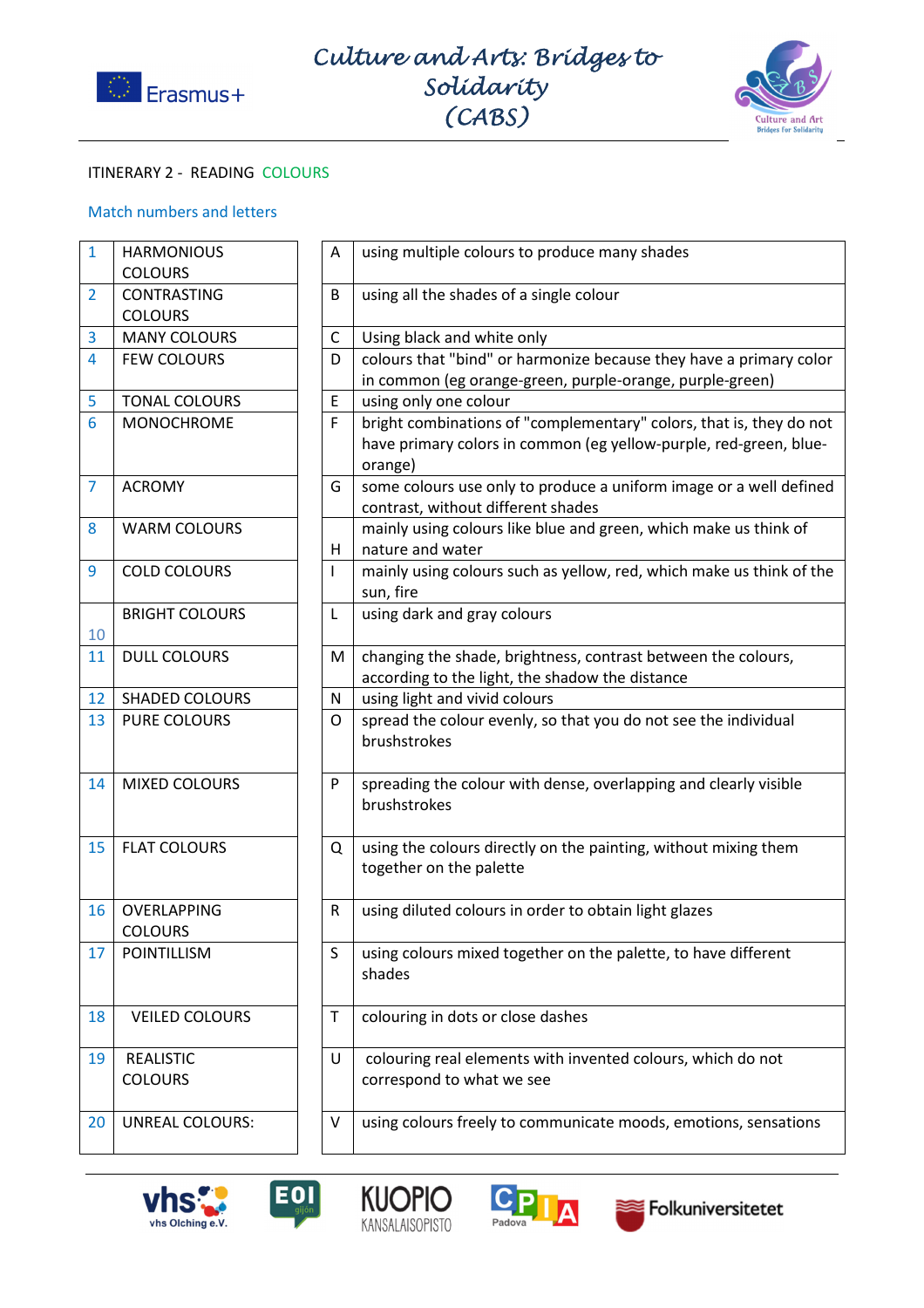# Culture and Arts: Bridges to Solidarity (CABS)

ITINERARY 2 - READING COLOURS

Match numbers and letters

| | | | | |
|---|---|---|---|---|
| 1 | HARMONIOUS COLOURS | | A | using multiple colours to produce many shades |
| 2 | CONTRASTING COLOURS | | B | using all the shades of a single colour |
| 3 | MANY COLOURS | | C | Using black and white only |
| 4 | FEW COLOURS | | D | colours that "bind" or harmonize because they have a primary color in common (eg orange-green, purple-orange, purple-green) |
| 5 | TONAL COLOURS | | E | using only one colour |
| 6 | MONOCHROME | | F | bright combinations of "complementary" colors, that is, they do not have primary colors in common (eg yellow-purple, red-green, blue-orange) |
| 7 | ACROMY | | G | some colours use only to produce a uniform image or a well defined contrast, without different shades |
| 8 | WARM COLOURS | | H | mainly using colours like blue and green, which make us think of nature and water |
| 9 | COLD COLOURS | | I | mainly using colours such as yellow, red, which make us think of the sun, fire |
| 10 | BRIGHT COLOURS | | L | using dark and gray colours |
| 11 | DULL COLOURS | | M | changing the shade, brightness, contrast between the colours, according to the light, the shadow the distance |
| 12 | SHADED COLOURS | | N | using light and vivid colours |
| 13 | PURE COLOURS | | O | spread the colour evenly, so that you do not see the individual brushstrokes |
| 14 | MIXED COLOURS | | P | spreading the colour with dense, overlapping and clearly visible brushstrokes |
| 15 | FLAT COLOURS | | Q | using the colours directly on the painting, without mixing them together on the palette |
| 16 | OVERLAPPING COLOURS | | R | using diluted colours in order to obtain light glazes |
| 17 | POINTILLISM | | S | using colours mixed together on the palette, to have different shades |
| 18 | VEILED COLOURS | | T | colouring in dots or close dashes |
| 19 | REALISTIC COLOURS | | U | colouring real elements with invented colours, which do not correspond to what we see |
| 20 | UNREAL COLOURS: | | V | using colours freely to communicate moods, emotions, sensations |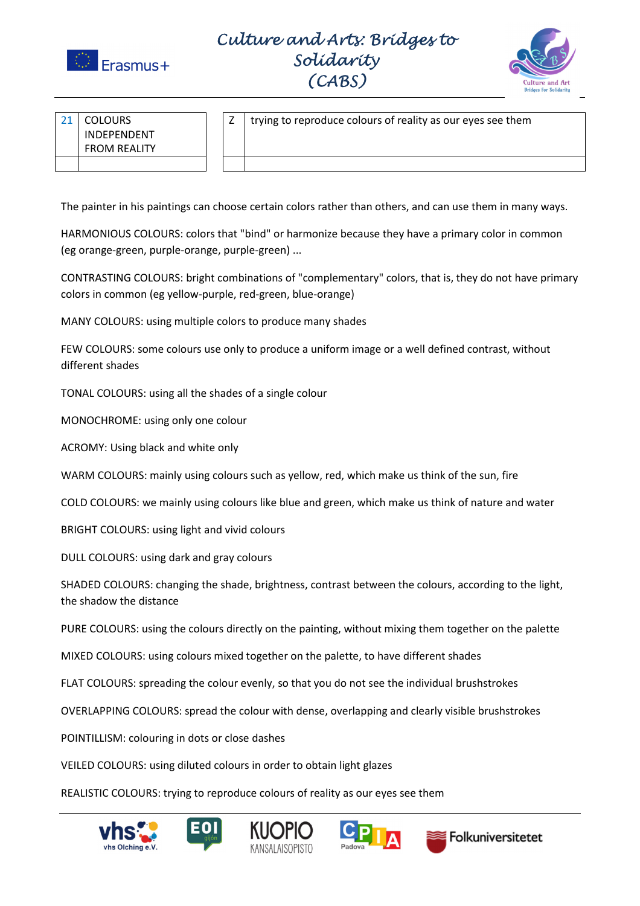| 21 | COLOURS INDEPENDENT FROM REALITY |
| --- | --- |
| | |

| Z | trying to reproduce colours of reality as our eyes see them |
| --- | --- |
| | |

The painter in his paintings can choose certain colors rather than others, and can use them in many ways.

HARMONIOUS COLOURS: colors that "bind" or harmonize because they have a primary color in common (eg orange-green, purple-orange, purple-green) ...

CONTRASTING COLOURS: bright combinations of "complementary" colors, that is, they do not have primary colors in common (eg yellow-purple, red-green, blue-orange)

MANY COLOURS: using multiple colors to produce many shades

FEW COLOURS: some colours use only to produce a uniform image or a well defined contrast, without different shades

TONAL COLOURS: using all the shades of a single colour

MONOCHROME: using only one colour

ACROMY: Using black and white only

WARM COLOURS: mainly using colours such as yellow, red, which make us think of the sun, fire

COLD COLOURS: we mainly using colours like blue and green, which make us think of nature and water

BRIGHT COLOURS: using light and vivid colours

DULL COLOURS: using dark and gray colours

SHADED COLOURS: changing the shade, brightness, contrast between the colours, according to the light, the shadow the distance

PURE COLOURS: using the colours directly on the painting, without mixing them together on the palette

MIXED COLOURS: using colours mixed together on the palette, to have different shades

FLAT COLOURS: spreading the colour evenly, so that you do not see the individual brushstrokes

OVERLAPPING COLOURS: spread the colour with dense, overlapping and clearly visible brushstrokes

POINTILLISM: colouring in dots or close dashes

VEILED COLOURS: using diluted colours in order to obtain light glazes

REALISTIC COLOURS: trying to reproduce colours of reality as our eyes see them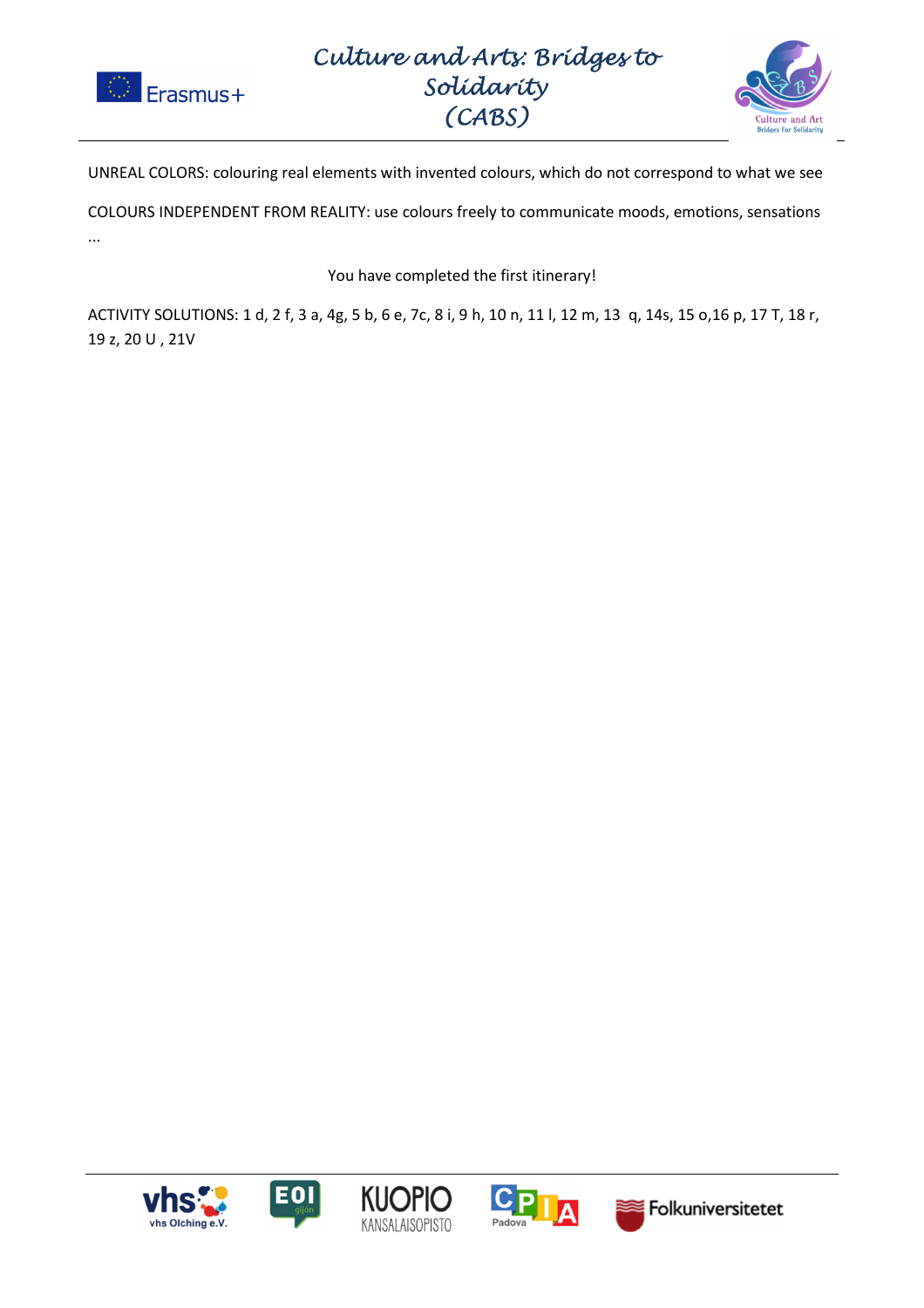UNREAL COLORS: colouring real elements with invented colours, which do not correspond to what we see

COLOURS INDEPENDENT FROM REALITY: use colours freely to communicate moods, emotions, sensations ...

You have completed the first itinerary!

ACTIVITY SOLUTIONS: 1 d, 2 f, 3 a, 4g, 5 b, 6 e, 7c, 8 i, 9 h, 10 n, 11 l, 12 m, 13 q, 14s, 15 o,16 p, 17 T, 18 r, 19 z, 20 U , 21V